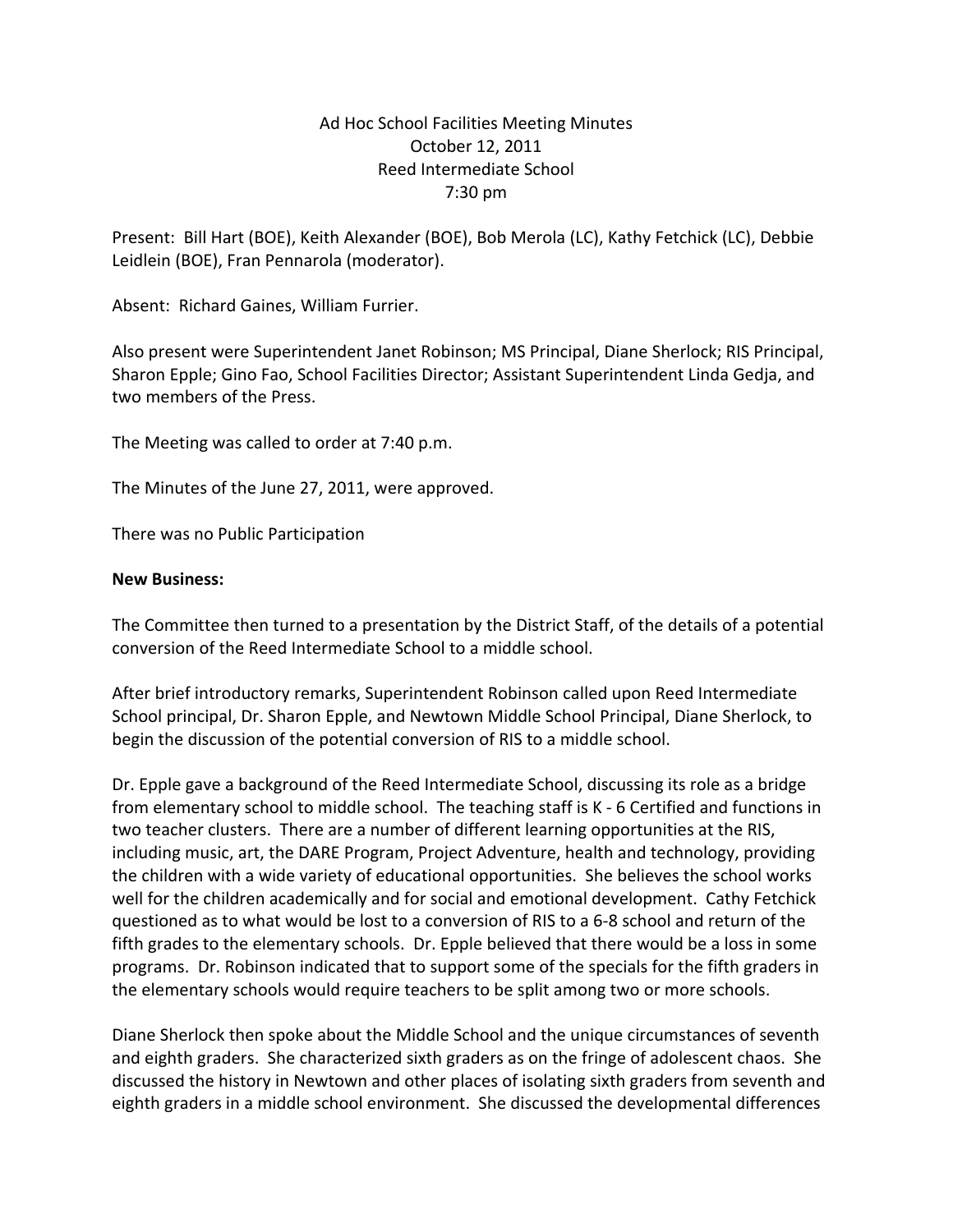Ad Hoc School Facilities Meeting Minutes
October 12, 2011
Reed Intermediate School
7:30 pm

Present: Bill Hart (BOE), Keith Alexander (BOE), Bob Merola (LC), Kathy Fetchick (LC), Debbie Leidlein (BOE), Fran Pennarola (moderator).

Absent: Richard Gaines, William Furrier.

Also present were Superintendent Janet Robinson; MS Principal, Diane Sherlock; RIS Principal, Sharon Epple; Gino Fao, School Facilities Director; Assistant Superintendent Linda Gedja, and two members of the Press.

The Meeting was called to order at 7:40 p.m.

The Minutes of the June 27, 2011, were approved.

There was no Public Participation

**New Business:**

The Committee then turned to a presentation by the District Staff, of the details of a potential conversion of the Reed Intermediate School to a middle school.

After brief introductory remarks, Superintendent Robinson called upon Reed Intermediate School principal, Dr. Sharon Epple, and Newtown Middle School Principal, Diane Sherlock, to begin the discussion of the potential conversion of RIS to a middle school.

Dr. Epple gave a background of the Reed Intermediate School, discussing its role as a bridge from elementary school to middle school. The teaching staff is K - 6 Certified and functions in two teacher clusters. There are a number of different learning opportunities at the RIS, including music, art, the DARE Program, Project Adventure, health and technology, providing the children with a wide variety of educational opportunities. She believes the school works well for the children academically and for social and emotional development. Cathy Fetchick questioned as to what would be lost to a conversion of RIS to a 6-8 school and return of the fifth grades to the elementary schools. Dr. Epple believed that there would be a loss in some programs. Dr. Robinson indicated that to support some of the specials for the fifth graders in the elementary schools would require teachers to be split among two or more schools.

Diane Sherlock then spoke about the Middle School and the unique circumstances of seventh and eighth graders. She characterized sixth graders as on the fringe of adolescent chaos. She discussed the history in Newtown and other places of isolating sixth graders from seventh and eighth graders in a middle school environment. She discussed the developmental differences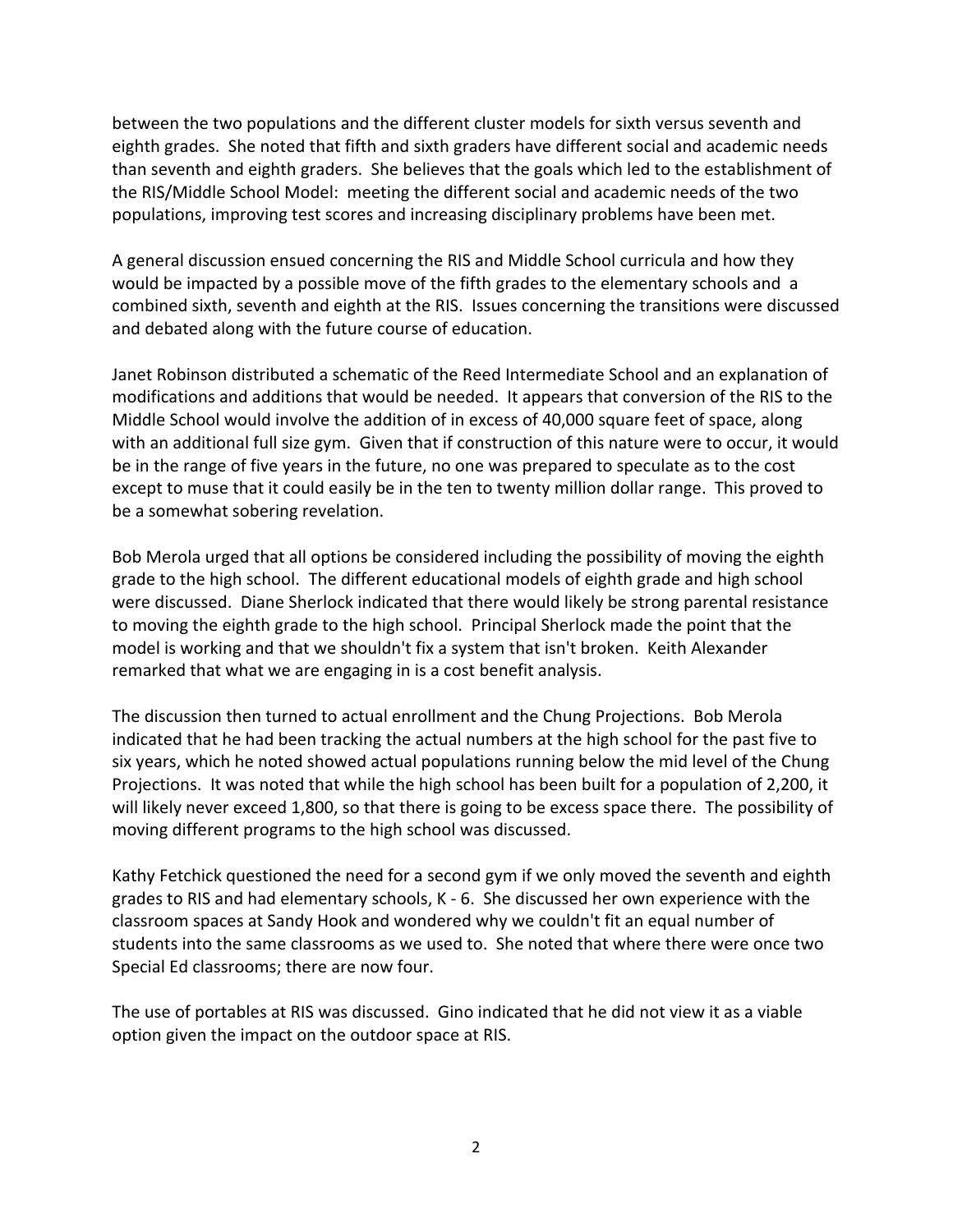between the two populations and the different cluster models for sixth versus seventh and eighth grades. She noted that fifth and sixth graders have different social and academic needs than seventh and eighth graders. She believes that the goals which led to the establishment of the RIS/Middle School Model: meeting the different social and academic needs of the two populations, improving test scores and increasing disciplinary problems have been met.

A general discussion ensued concerning the RIS and Middle School curricula and how they would be impacted by a possible move of the fifth grades to the elementary schools and a combined sixth, seventh and eighth at the RIS. Issues concerning the transitions were discussed and debated along with the future course of education.

Janet Robinson distributed a schematic of the Reed Intermediate School and an explanation of modifications and additions that would be needed. It appears that conversion of the RIS to the Middle School would involve the addition of in excess of 40,000 square feet of space, along with an additional full size gym. Given that if construction of this nature were to occur, it would be in the range of five years in the future, no one was prepared to speculate as to the cost except to muse that it could easily be in the ten to twenty million dollar range. This proved to be a somewhat sobering revelation.

Bob Merola urged that all options be considered including the possibility of moving the eighth grade to the high school. The different educational models of eighth grade and high school were discussed. Diane Sherlock indicated that there would likely be strong parental resistance to moving the eighth grade to the high school. Principal Sherlock made the point that the model is working and that we shouldn't fix a system that isn't broken. Keith Alexander remarked that what we are engaging in is a cost benefit analysis.

The discussion then turned to actual enrollment and the Chung Projections. Bob Merola indicated that he had been tracking the actual numbers at the high school for the past five to six years, which he noted showed actual populations running below the mid level of the Chung Projections. It was noted that while the high school has been built for a population of 2,200, it will likely never exceed 1,800, so that there is going to be excess space there. The possibility of moving different programs to the high school was discussed.

Kathy Fetchick questioned the need for a second gym if we only moved the seventh and eighth grades to RIS and had elementary schools, K - 6. She discussed her own experience with the classroom spaces at Sandy Hook and wondered why we couldn't fit an equal number of students into the same classrooms as we used to. She noted that where there were once two Special Ed classrooms; there are now four.

The use of portables at RIS was discussed. Gino indicated that he did not view it as a viable option given the impact on the outdoor space at RIS.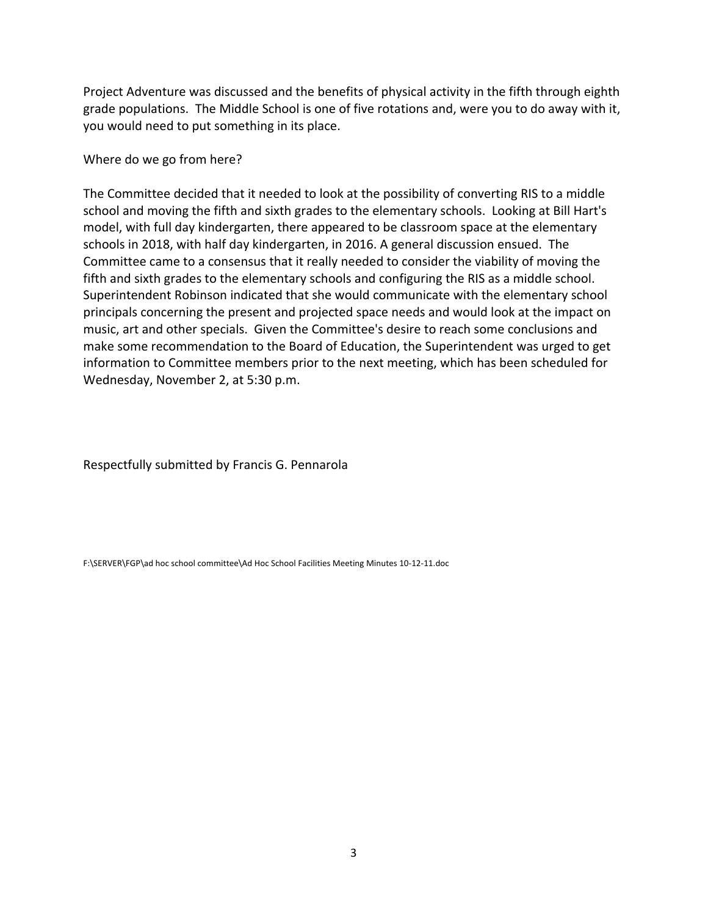Project Adventure was discussed and the benefits of physical activity in the fifth through eighth grade populations. The Middle School is one of five rotations and, were you to do away with it, you would need to put something in its place.

Where do we go from here?

The Committee decided that it needed to look at the possibility of converting RIS to a middle school and moving the fifth and sixth grades to the elementary schools. Looking at Bill Hart's model, with full day kindergarten, there appeared to be classroom space at the elementary schools in 2018, with half day kindergarten, in 2016. A general discussion ensued. The Committee came to a consensus that it really needed to consider the viability of moving the fifth and sixth grades to the elementary schools and configuring the RIS as a middle school. Superintendent Robinson indicated that she would communicate with the elementary school principals concerning the present and projected space needs and would look at the impact on music, art and other specials. Given the Committee's desire to reach some conclusions and make some recommendation to the Board of Education, the Superintendent was urged to get information to Committee members prior to the next meeting, which has been scheduled for Wednesday, November 2, at 5:30 p.m.

Respectfully submitted by Francis G. Pennarola

F:\SERVER\FGP\ad hoc school committee\Ad Hoc School Facilities Meeting Minutes 10-12-11.doc